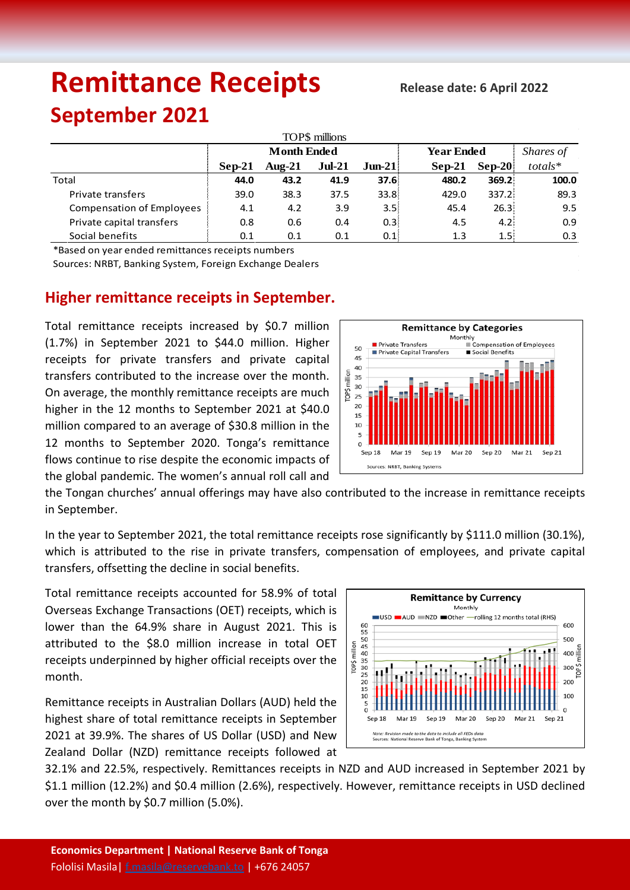# Remittance Receipts

**Release date: 6 April 2022**

## September 2021

| TOP$ millions | Month Ended | | | | Year Ended | | Shares of |
|---|---|---|---|---|---|---|---|
| | Sep-21 | Aug-21 | Jul-21 | Jun-21 | Sep-21 | Sep-20 | totals* |
| Total | **44.0** | **43.2** | **41.9** | **37.6** | **480.2** | **369.2** | **100.0** |
| Private transfers | 39.0 | 38.3 | 37.5 | 33.8 | 429.0 | 337.2 | 89.3 |
| Compensation of Employees | 4.1 | 4.2 | 3.9 | 3.5 | 45.4 | 26.3 | 9.5 |
| Private capital transfers | 0.8 | 0.6 | 0.4 | 0.3 | 4.5 | 4.2 | 0.9 |
| Social benefits | 0.1 | 0.1 | 0.1 | 0.1 | 1.3 | 1.5 | 0.3 |

*Based on year ended remittances receipts numbers

Sources: NRBT, Banking System, Foreign Exchange Dealers

### Higher remittance receipts in September.

Total remittance receipts increased by $0.7 million (1.7%) in September 2021 to $44.0 million. Higher receipts for private transfers and private capital transfers contributed to the increase over the month. On average, the monthly remittance receipts are much higher in the 12 months to September 2021 at $40.0 million compared to an average of $30.8 million in the 12 months to September 2020. Tonga's remittance flows continue to rise despite the economic impacts of the global pandemic. The women's annual roll call and the Tongan churches' annual offerings may have also contributed to the increase in remittance receipts in September.

In the year to September 2021, the total remittance receipts rose significantly by $111.0 million (30.1%), which is attributed to the rise in private transfers, compensation of employees, and private capital transfers, offsetting the decline in social benefits.

Total remittance receipts accounted for 58.9% of total Overseas Exchange Transactions (OET) receipts, which is lower than the 64.9% share in August 2021. This is attributed to the $8.0 million increase in total OET receipts underpinned by higher official receipts over the month.

Remittance receipts in Australian Dollars (AUD) held the highest share of total remittance receipts in September 2021 at 39.9%. The shares of US Dollar (USD) and New Zealand Dollar (NZD) remittance receipts followed at 32.1% and 22.5%, respectively. Remittances receipts in NZD and AUD increased in September 2021 by $1.1 million (12.2%) and $0.4 million (2.6%), respectively. However, remittance receipts in USD declined over the month by $0.7 million (5.0%).

**Economics Department | National Reserve Bank of Tonga**

Fololisi Masila| f.masila@reservebank.to | +676 24057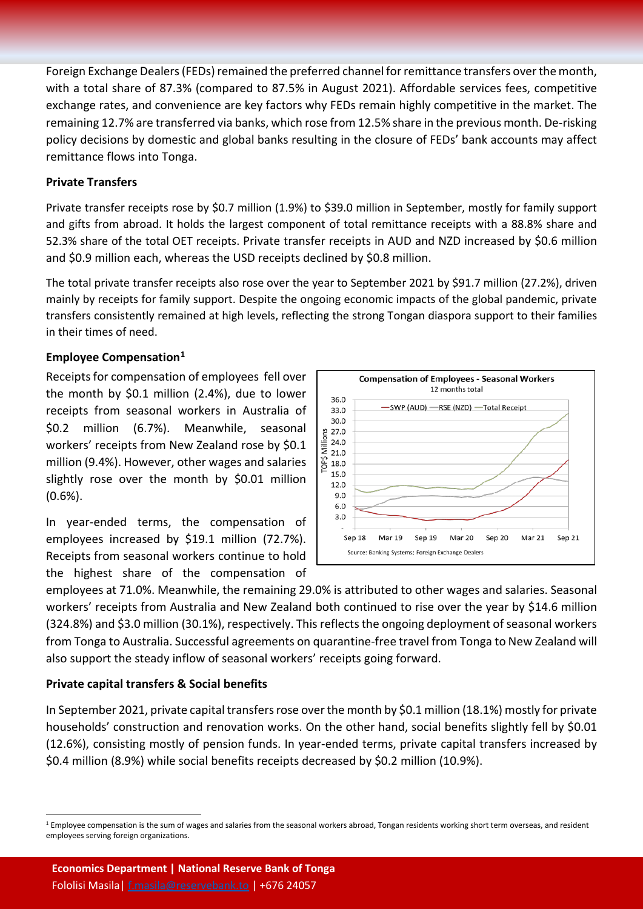Foreign Exchange Dealers (FEDs) remained the preferred channel for remittance transfers over the month, with a total share of 87.3% (compared to 87.5% in August 2021). Affordable services fees, competitive exchange rates, and convenience are key factors why FEDs remain highly competitive in the market. The remaining 12.7% are transferred via banks, which rose from 12.5% share in the previous month. De-risking policy decisions by domestic and global banks resulting in the closure of FEDs' bank accounts may affect remittance flows into Tonga.

**Private Transfers**

Private transfer receipts rose by $0.7 million (1.9%) to $39.0 million in September, mostly for family support and gifts from abroad. It holds the largest component of total remittance receipts with a 88.8% share and 52.3% share of the total OET receipts. Private transfer receipts in AUD and NZD increased by $0.6 million and $0.9 million each, whereas the USD receipts declined by $0.8 million.

The total private transfer receipts also rose over the year to September 2021 by $91.7 million (27.2%), driven mainly by receipts for family support. Despite the ongoing economic impacts of the global pandemic, private transfers consistently remained at high levels, reflecting the strong Tongan diaspora support to their families in their times of need.

**Employee Compensation[1]**

Receipts for compensation of employees fell over the month by $0.1 million (2.4%), due to lower receipts from seasonal workers in Australia of $0.2 million (6.7%). Meanwhile, seasonal workers' receipts from New Zealand rose by $0.1 million (9.4%). However, other wages and salaries slightly rose over the month by $0.01 million (0.6%).

In year-ended terms, the compensation of employees increased by $19.1 million (72.7%). Receipts from seasonal workers continue to hold the highest share of the compensation of employees at 71.0%. Meanwhile, the remaining 29.0% is attributed to other wages and salaries. Seasonal workers' receipts from Australia and New Zealand both continued to rise over the year by $14.6 million (324.8%) and $3.0 million (30.1%), respectively. This reflects the ongoing deployment of seasonal workers from Tonga to Australia. Successful agreements on quarantine-free travel from Tonga to New Zealand will also support the steady inflow of seasonal workers' receipts going forward.

**Private capital transfers & Social benefits**

In September 2021, private capital transfers rose over the month by $0.1 million (18.1%) mostly for private households' construction and renovation works. On the other hand, social benefits slightly fell by $0.01 (12.6%), consisting mostly of pension funds. In year-ended terms, private capital transfers increased by $0.4 million (8.9%) while social benefits receipts decreased by $0.2 million (10.9%).

[1] Employee compensation is the sum of wages and salaries from the seasonal workers abroad, Tongan residents working short term overseas, and resident employees serving foreign organizations.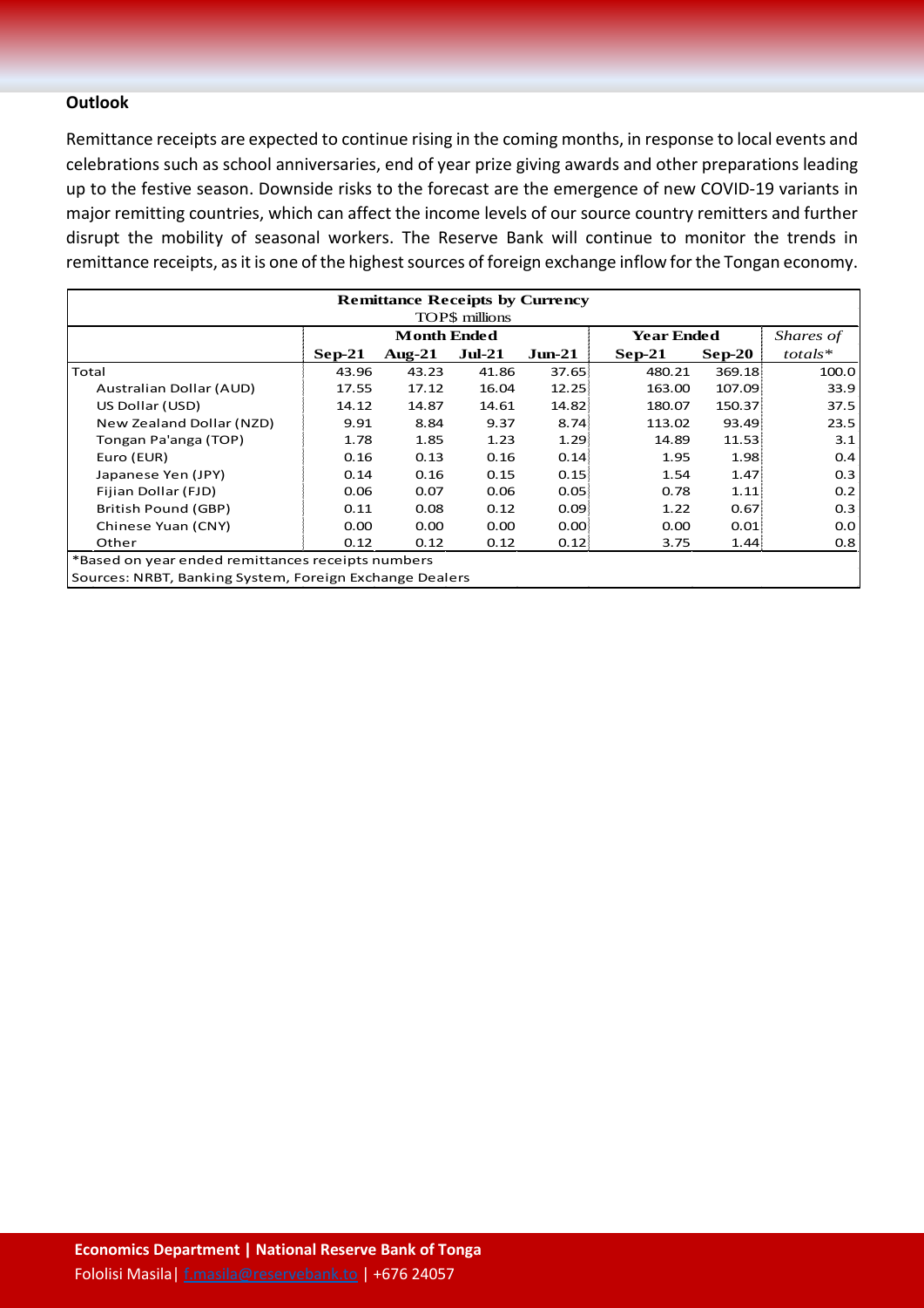**Outlook**

Remittance receipts are expected to continue rising in the coming months, in response to local events and celebrations such as school anniversaries, end of year prize giving awards and other preparations leading up to the festive season. Downside risks to the forecast are the emergence of new COVID-19 variants in major remitting countries, which can affect the income levels of our source country remitters and further disrupt the mobility of seasonal workers. The Reserve Bank will continue to monitor the trends in remittance receipts, as it is one of the highest sources of foreign exchange inflow for the Tongan economy.

**Remittance Receipts by Currency**
TOP$ millions

| | Month Ended | | | | Year Ended | | *Shares of* |
|---|---|---|---|---|---|---|---|
| | **Sep-21** | **Aug-21** | **Jul-21** | **Jun-21** | **Sep-21** | **Sep-20** | *totals** |
| Total | 43.96 | 43.23 | 41.86 | 37.65 | 480.21 | 369.18 | 100.0 |
| Australian Dollar (AUD) | 17.55 | 17.12 | 16.04 | 12.25 | 163.00 | 107.09 | 33.9 |
| US Dollar (USD) | 14.12 | 14.87 | 14.61 | 14.82 | 180.07 | 150.37 | 37.5 |
| New Zealand Dollar (NZD) | 9.91 | 8.84 | 9.37 | 8.74 | 113.02 | 93.49 | 23.5 |
| Tongan Pa'anga (TOP) | 1.78 | 1.85 | 1.23 | 1.29 | 14.89 | 11.53 | 3.1 |
| Euro (EUR) | 0.16 | 0.13 | 0.16 | 0.14 | 1.95 | 1.98 | 0.4 |
| Japanese Yen (JPY) | 0.14 | 0.16 | 0.15 | 0.15 | 1.54 | 1.47 | 0.3 |
| Fijian Dollar (FJD) | 0.06 | 0.07 | 0.06 | 0.05 | 0.78 | 1.11 | 0.2 |
| British Pound (GBP) | 0.11 | 0.08 | 0.12 | 0.09 | 1.22 | 0.67 | 0.3 |
| Chinese Yuan (CNY) | 0.00 | 0.00 | 0.00 | 0.00 | 0.00 | 0.01 | 0.0 |
| Other | 0.12 | 0.12 | 0.12 | 0.12 | 3.75 | 1.44 | 0.8 |

*Based on year ended remittances receipts numbers

Sources: NRBT, Banking System, Foreign Exchange Dealers

**Economics Department | National Reserve Bank of Tonga**

Fololisi Masila| f.masila@reservebank.to | +676 24057